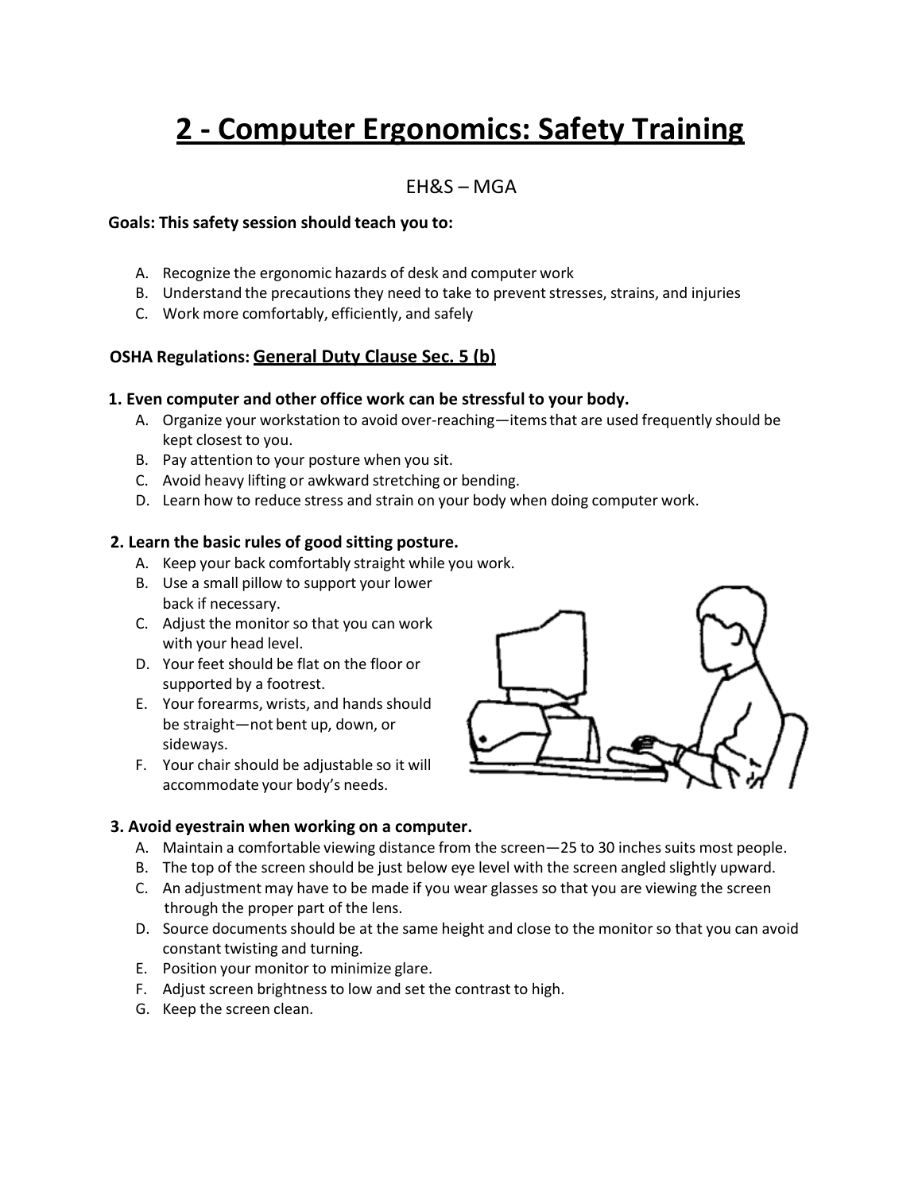# 2 - Computer Ergonomics: Safety Training

EH&S – MGA

**Goals: This safety session should teach you to:**

A. Recognize the ergonomic hazards of desk and computer work
B. Understand the precautions they need to take to prevent stresses, strains, and injuries
C. Work more comfortably, efficiently, and safely

**OSHA Regulations:** **General Duty Clause Sec. 5 (b)**

### 1. Even computer and other office work can be stressful to your body.

A. Organize your workstation to avoid over-reaching—items that are used frequently should be kept closest to you.
B. Pay attention to your posture when you sit.
C. Avoid heavy lifting or awkward stretching or bending.
D. Learn how to reduce stress and strain on your body when doing computer work.

### 2. Learn the basic rules of good sitting posture.

A. Keep your back comfortably straight while you work.
B. Use a small pillow to support your lower back if necessary.
C. Adjust the monitor so that you can work with your head level.
D. Your feet should be flat on the floor or supported by a footrest.
E. Your forearms, wrists, and hands should be straight—not bent up, down, or sideways.
F. Your chair should be adjustable so it will accommodate your body's needs.

### 3. Avoid eyestrain when working on a computer.

A. Maintain a comfortable viewing distance from the screen—25 to 30 inches suits most people.
B. The top of the screen should be just below eye level with the screen angled slightly upward.
C. An adjustment may have to be made if you wear glasses so that you are viewing the screen through the proper part of the lens.
D. Source documents should be at the same height and close to the monitor so that you can avoid constant twisting and turning.
E. Position your monitor to minimize glare.
F. Adjust screen brightness to low and set the contrast to high.
G. Keep the screen clean.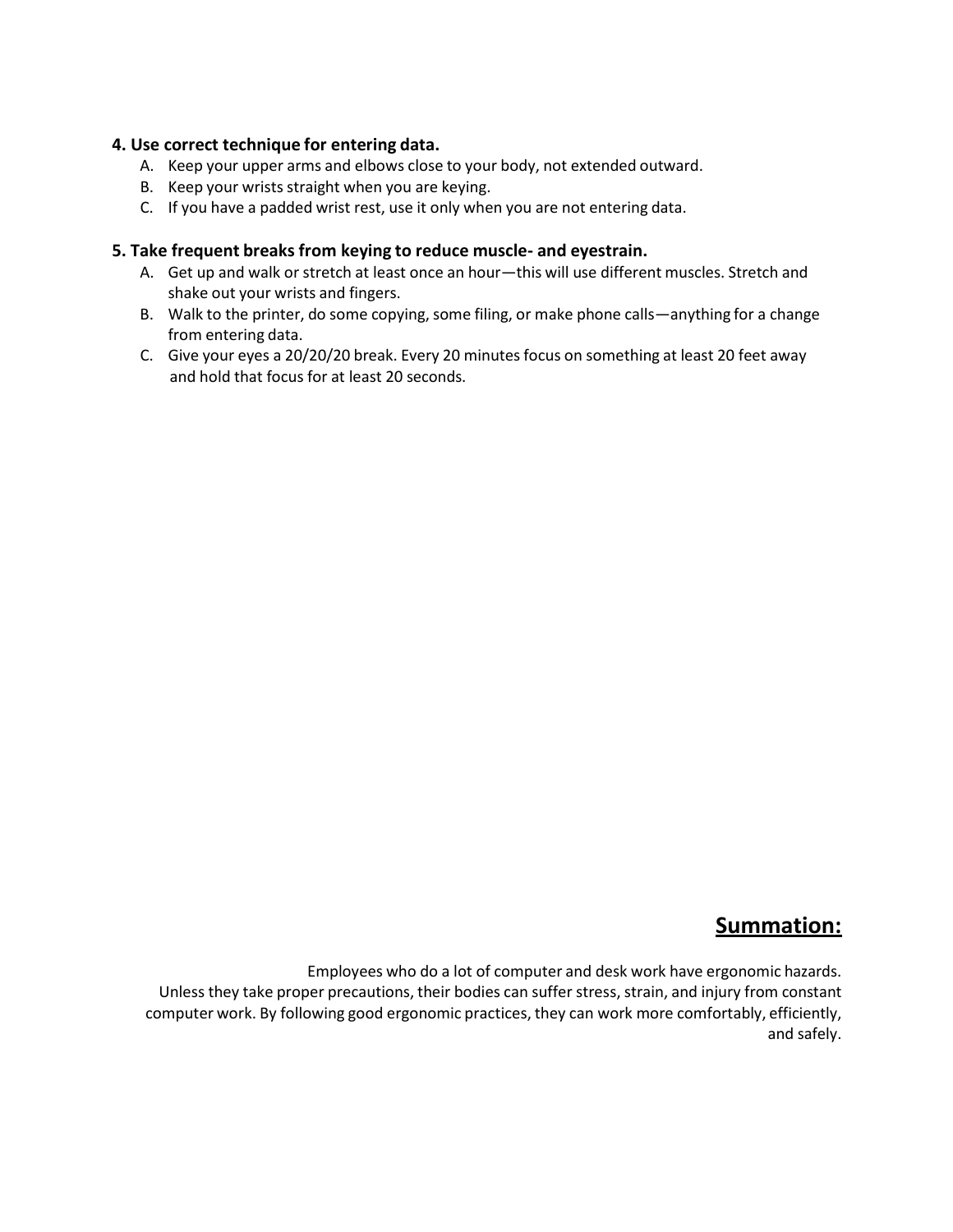**4. Use correct technique for entering data.**

A. Keep your upper arms and elbows close to your body, not extended outward.
B. Keep your wrists straight when you are keying.
C. If you have a padded wrist rest, use it only when you are not entering data.

**5. Take frequent breaks from keying to reduce muscle- and eyestrain.**

A. Get up and walk or stretch at least once an hour—this will use different muscles. Stretch and shake out your wrists and fingers.
B. Walk to the printer, do some copying, some filing, or make phone calls—anything for a change from entering data.
C. Give your eyes a 20/20/20 break. Every 20 minutes focus on something at least 20 feet away and hold that focus for at least 20 seconds.

## <u>Summation:</u>

Employees who do a lot of computer and desk work have ergonomic hazards. Unless they take proper precautions, their bodies can suffer stress, strain, and injury from constant computer work. By following good ergonomic practices, they can work more comfortably, efficiently, and safely.